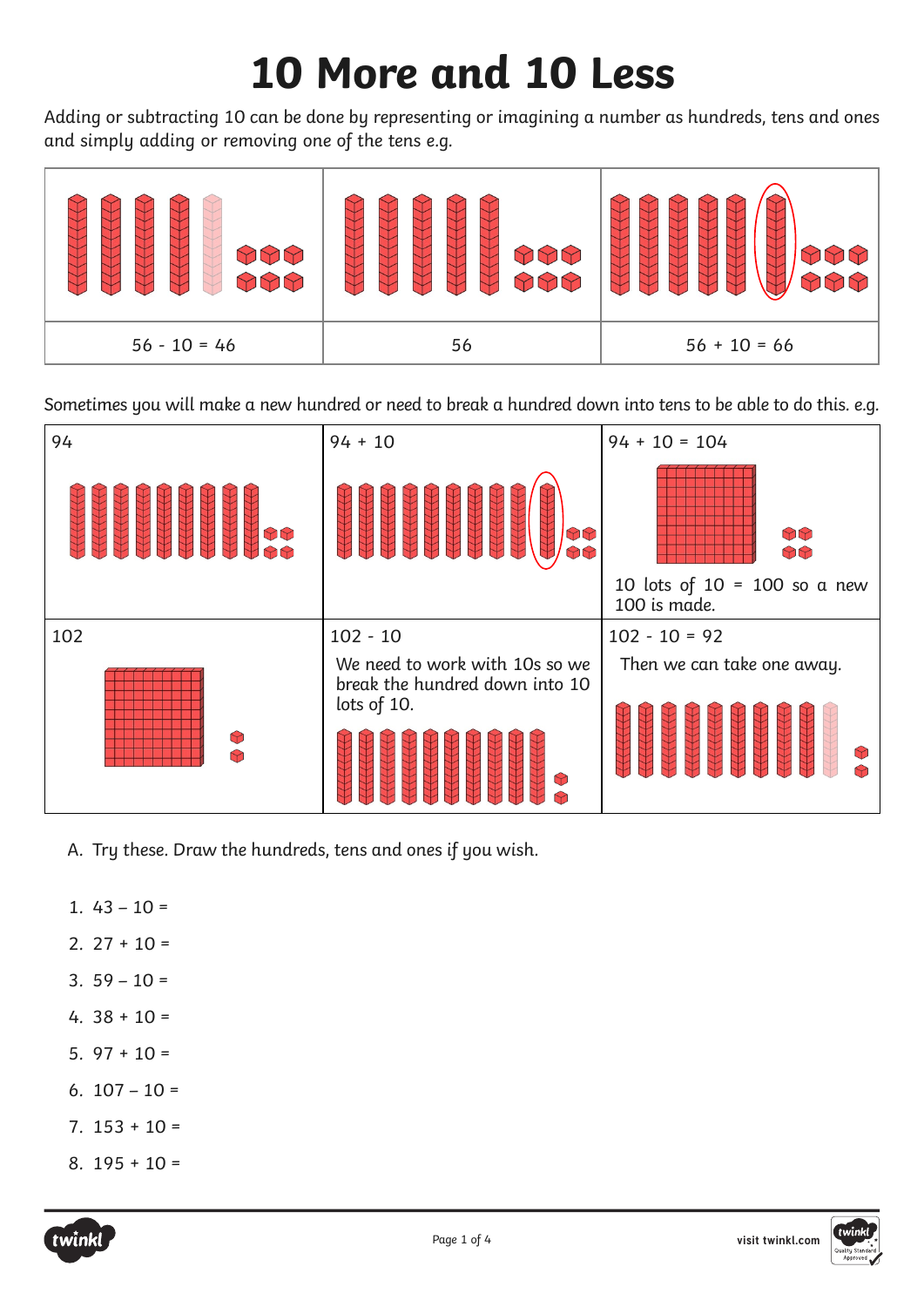# 10 More and 10 Less

Adding or subtracting 10 can be done by representing or imagining a number as hundreds, tens and ones and simply adding or removing one of the tens e.g.

| 56 - 10 = 46 | 56 | 56 + 10 = 66 |
| --- | --- | --- |

Sometimes you will make a new hundred or need to break a hundred down into tens to be able to do this. e.g.

| 94 | 94 + 10 | 94 + 10 = 104<br>10 lots of 10 = 100 so a new 100 is made. |
| --- | --- | --- |
| 102 | 102 - 10<br>We need to work with 10s so we break the hundred down into 10 lots of 10. | 102 - 10 = 92<br>Then we can take one away. |

A. Try these. Draw the hundreds, tens and ones if you wish.

1. 43 – 10 =
2. 27 + 10 =
3. 59 – 10 =
4. 38 + 10 =
5. 97 + 10 =
6. 107 – 10 =
7. 153 + 10 =
8. 195 + 10 =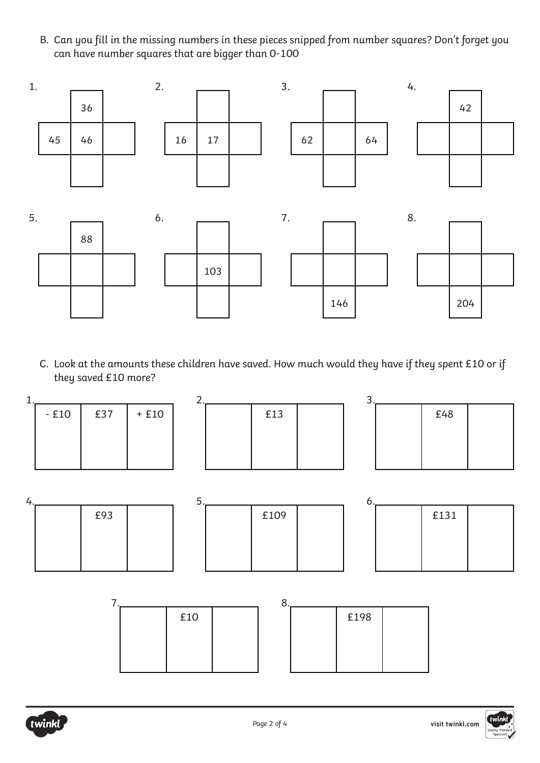B. Can you fill in the missing numbers in these pieces snipped from number squares? Don't forget you can have number squares that are bigger than 0-100

1.

| | 36 | |
|---|---|---|
| 45 | 46 | |
| | | |

2.

| | | |
|---|---|---|
| 16 | 17 | |
| | | |

3.

| | | |
|---|---|---|
| 62 | | 64 |
| | | |

4.

| | 42 | |
|---|---|---|
| | | |
| | | |

5.

| | 88 | |
|---|---|---|
| | | |
| | | |

6.

| | | |
|---|---|---|
| | 103 | |
| | | |

7.

| | | |
|---|---|---|
| | | |
| | 146 | |

8.

| | | |
|---|---|---|
| | | |
| | 204 | |

C. Look at the amounts these children have saved. How much would they have if they spent £10 or if they saved £10 more?

1.

| - £10 | £37 | + £10 |
|---|---|---|
| | | |

2.

| | £13 | |
|---|---|---|
| | | |

3.

| | £48 | |
|---|---|---|
| | | |

4.

| | £93 | |
|---|---|---|
| | | |

5.

| | £109 | |
|---|---|---|
| | | |

6.

| | £131 | |
|---|---|---|
| | | |

7.

| | £10 | |
|---|---|---|
| | | |

8.

| | £198 | |
|---|---|---|
| | | |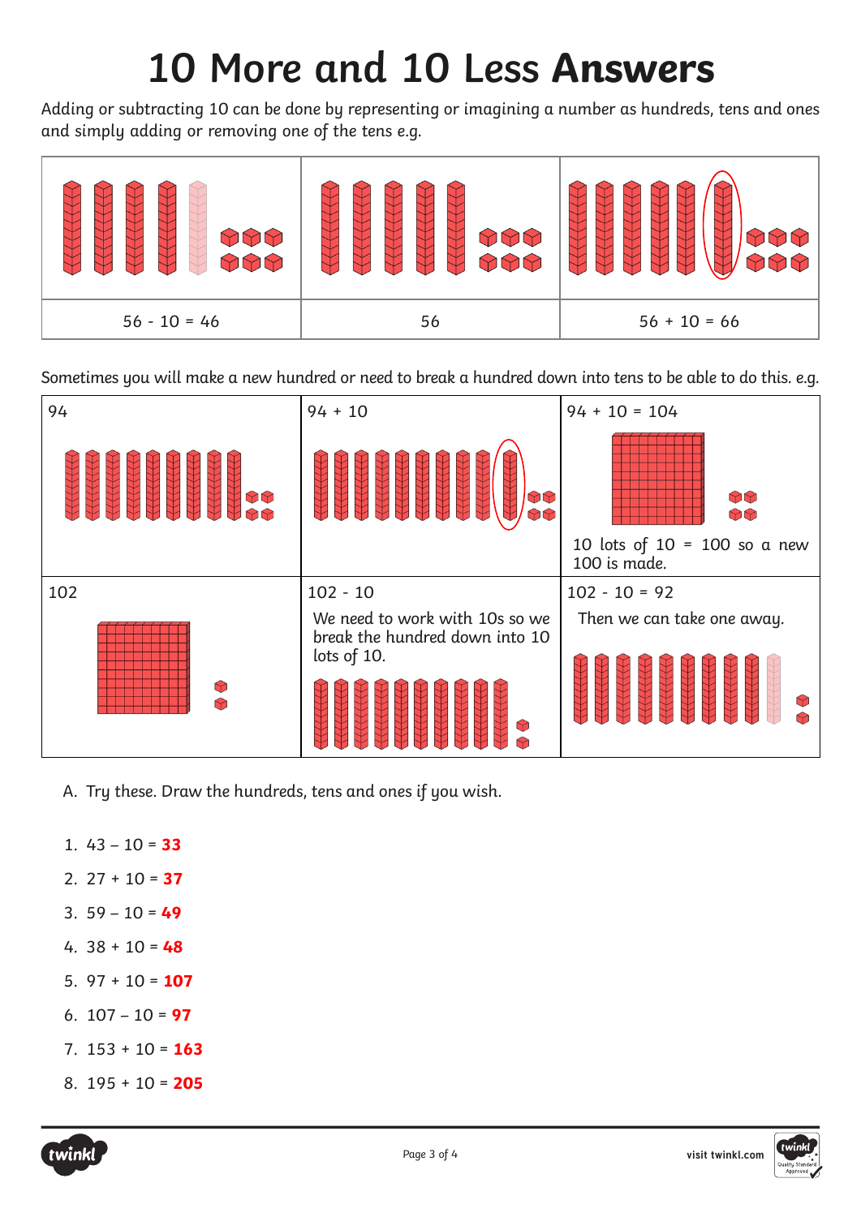# 10 More and 10 Less **Answers**

Adding or subtracting 10 can be done by representing or imagining a number as hundreds, tens and ones and simply adding or removing one of the tens e.g.

| 56 - 10 = 46 | 56 | 56 + 10 = 66 |
|---|---|---|

Sometimes you will make a new hundred or need to break a hundred down into tens to be able to do this. e.g.

| 94 | 94 + 10 | 94 + 10 = 104<br>10 lots of 10 = 100 so a new 100 is made. |
|---|---|---|
| 102 | 102 - 10<br>We need to work with 10s so we break the hundred down into 10 lots of 10. | 102 - 10 = 92<br>Then we can take one away. |

A. Try these. Draw the hundreds, tens and ones if you wish.

1. 43 – 10 = **33**
2. 27 + 10 = **37**
3. 59 – 10 = **49**
4. 38 + 10 = **48**
5. 97 + 10 = **107**
6. 107 – 10 = **97**
7. 153 + 10 = **163**
8. 195 + 10 = **205**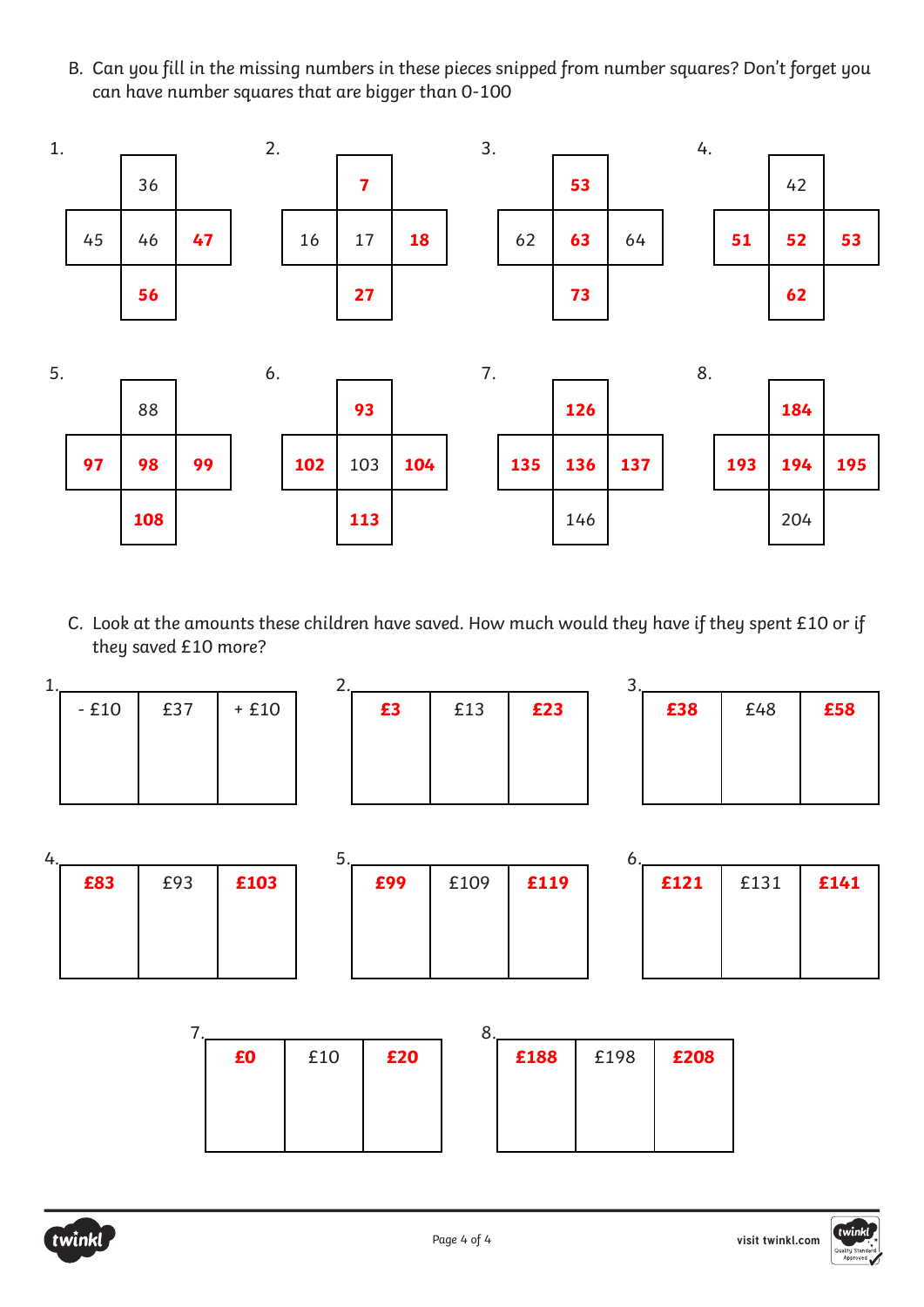B. Can you fill in the missing numbers in these pieces snipped from number squares? Don't forget you can have number squares that are bigger than 0-100

1.

| | | |
|---|---|---|
| | 36 | |
| 45 | 46 | **47** |
| | **56** | |

2.

| | | |
|---|---|---|
| | **7** | |
| 16 | 17 | **18** |
| | **27** | |

3.

| | | |
|---|---|---|
| | **53** | |
| 62 | **63** | 64 |
| | **73** | |

4.

| | | |
|---|---|---|
| | 42 | |
| **51** | **52** | **53** |
| | **62** | |

5.

| | | |
|---|---|---|
| | 88 | |
| **97** | **98** | **99** |
| | **108** | |

6.

| | | |
|---|---|---|
| | **93** | |
| **102** | 103 | **104** |
| | **113** | |

7.

| | | |
|---|---|---|
| | **126** | |
| **135** | **136** | **137** |
| | 146 | |

8.

| | | |
|---|---|---|
| | **184** | |
| **193** | **194** | **195** |
| | 204 | |

C. Look at the amounts these children have saved. How much would they have if they spent £10 or if they saved £10 more?

1.

| - £10 | £37 | + £10 |
|---|---|---|
| | | |

2.

| | | |
|---|---|---|
| **£3** | £13 | **£23** |

3.

| | | |
|---|---|---|
| **£38** | £48 | **£58** |

4.

| | | |
|---|---|---|
| **£83** | £93 | **£103** |

5.

| | | |
|---|---|---|
| **£99** | £109 | **£119** |

6.

| | | |
|---|---|---|
| **£121** | £131 | **£141** |

7.

| | | |
|---|---|---|
| **£0** | £10 | **£20** |

8.

| | | |
|---|---|---|
| **£188** | £198 | **£208** |